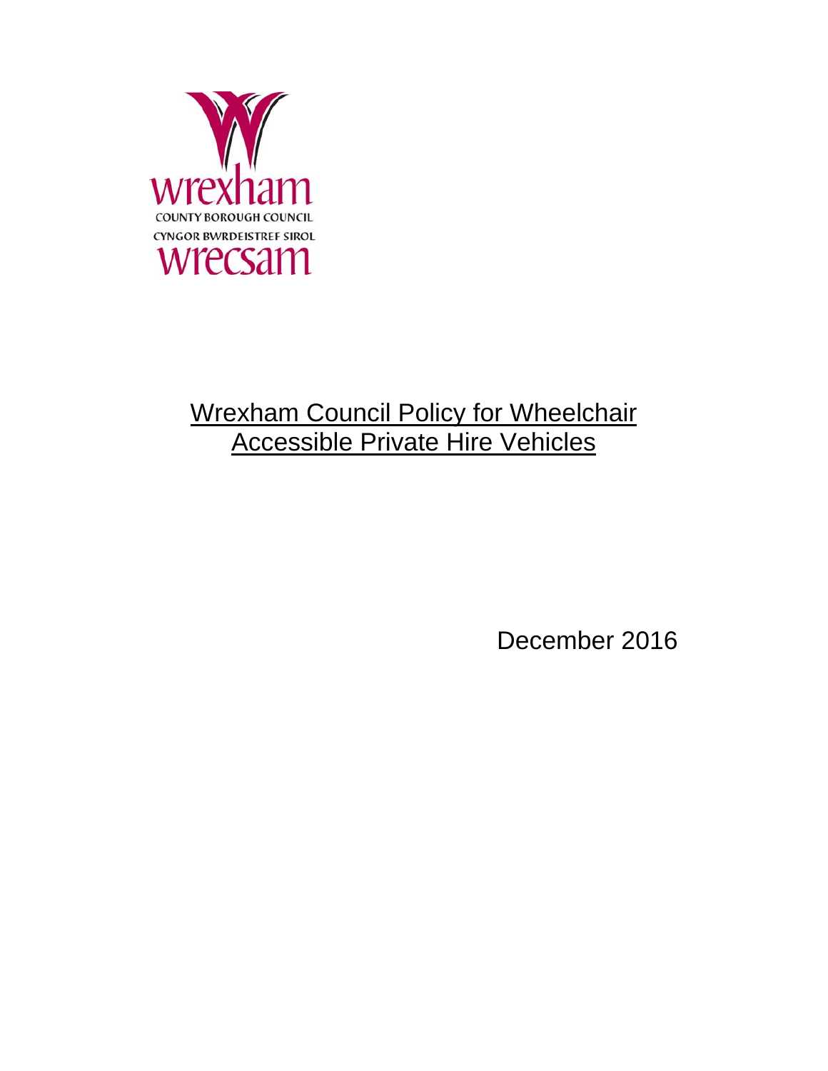wrexham
COUNTY BOROUGH COUNCIL
CYNGOR BWRDEISTREF SIROL
wrecsam

# Wrexham Council Policy for Wheelchair Accessible Private Hire Vehicles

December 2016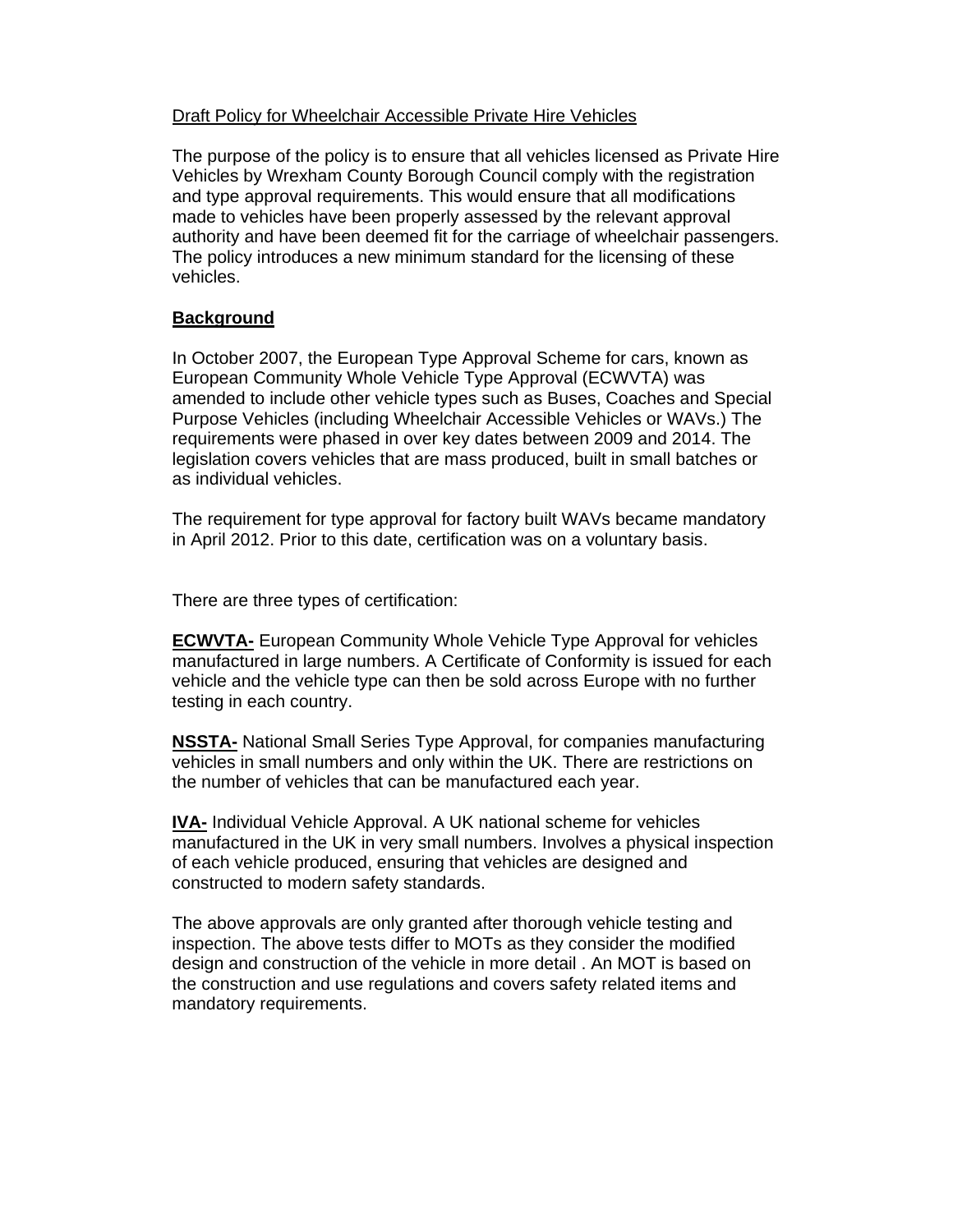Draft Policy for Wheelchair Accessible Private Hire Vehicles

The purpose of the policy is to ensure that all vehicles licensed as Private Hire Vehicles by Wrexham County Borough Council comply with the registration and type approval requirements. This would ensure that all modifications made to vehicles have been properly assessed by the relevant approval authority and have been deemed fit for the carriage of wheelchair passengers. The policy introduces a new minimum standard for the licensing of these vehicles.

## Background

In October 2007, the European Type Approval Scheme for cars, known as European Community Whole Vehicle Type Approval (ECWVTA) was amended to include other vehicle types such as Buses, Coaches and Special Purpose Vehicles (including Wheelchair Accessible Vehicles or WAVs.) The requirements were phased in over key dates between 2009 and 2014. The legislation covers vehicles that are mass produced, built in small batches or as individual vehicles.

The requirement for type approval for factory built WAVs became mandatory in April 2012. Prior to this date, certification was on a voluntary basis.

There are three types of certification:

**ECWVTA-** European Community Whole Vehicle Type Approval for vehicles manufactured in large numbers. A Certificate of Conformity is issued for each vehicle and the vehicle type can then be sold across Europe with no further testing in each country.

**NSSTA-** National Small Series Type Approval, for companies manufacturing vehicles in small numbers and only within the UK. There are restrictions on the number of vehicles that can be manufactured each year.

**IVA-** Individual Vehicle Approval. A UK national scheme for vehicles manufactured in the UK in very small numbers. Involves a physical inspection of each vehicle produced, ensuring that vehicles are designed and constructed to modern safety standards.

The above approvals are only granted after thorough vehicle testing and inspection. The above tests differ to MOTs as they consider the modified design and construction of the vehicle in more detail . An MOT is based on the construction and use regulations and covers safety related items and mandatory requirements.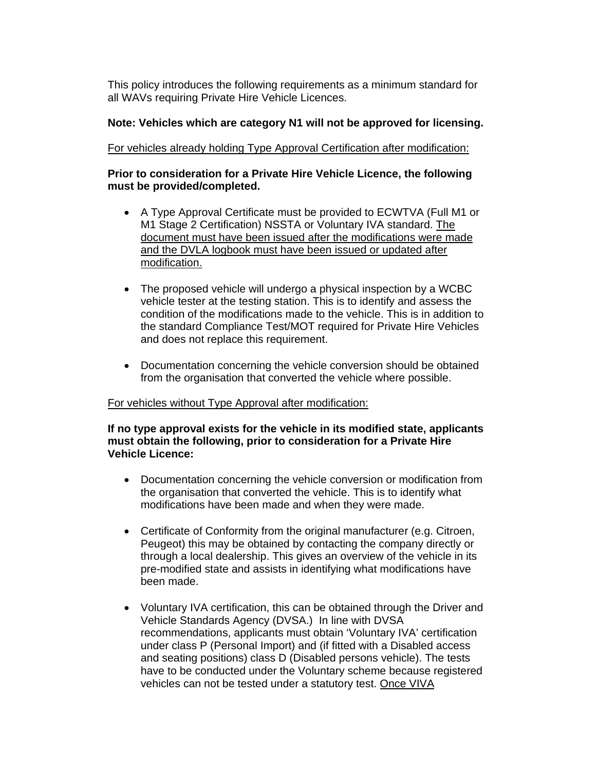This policy introduces the following requirements as a minimum standard for all WAVs requiring Private Hire Vehicle Licences.

**Note: Vehicles which are category N1 will not be approved for licensing.**

<u>For vehicles already holding Type Approval Certification after modification:</u>

**Prior to consideration for a Private Hire Vehicle Licence, the following must be provided/completed.**

- A Type Approval Certificate must be provided to ECWTVA (Full M1 or M1 Stage 2 Certification) NSSTA or Voluntary IVA standard. <u>The document must have been issued after the modifications were made and the DVLA logbook must have been issued or updated after modification.</u>

- The proposed vehicle will undergo a physical inspection by a WCBC vehicle tester at the testing station. This is to identify and assess the condition of the modifications made to the vehicle. This is in addition to the standard Compliance Test/MOT required for Private Hire Vehicles and does not replace this requirement.

- Documentation concerning the vehicle conversion should be obtained from the organisation that converted the vehicle where possible.

<u>For vehicles without Type Approval after modification:</u>

**If no type approval exists for the vehicle in its modified state, applicants must obtain the following, prior to consideration for a Private Hire Vehicle Licence:**

- Documentation concerning the vehicle conversion or modification from the organisation that converted the vehicle. This is to identify what modifications have been made and when they were made.

- Certificate of Conformity from the original manufacturer (e.g. Citroen, Peugeot) this may be obtained by contacting the company directly or through a local dealership. This gives an overview of the vehicle in its pre-modified state and assists in identifying what modifications have been made.

- Voluntary IVA certification, this can be obtained through the Driver and Vehicle Standards Agency (DVSA.) In line with DVSA recommendations, applicants must obtain 'Voluntary IVA' certification under class P (Personal Import) and (if fitted with a Disabled access and seating positions) class D (Disabled persons vehicle). The tests have to be conducted under the Voluntary scheme because registered vehicles can not be tested under a statutory test. <u>Once VIVA</u>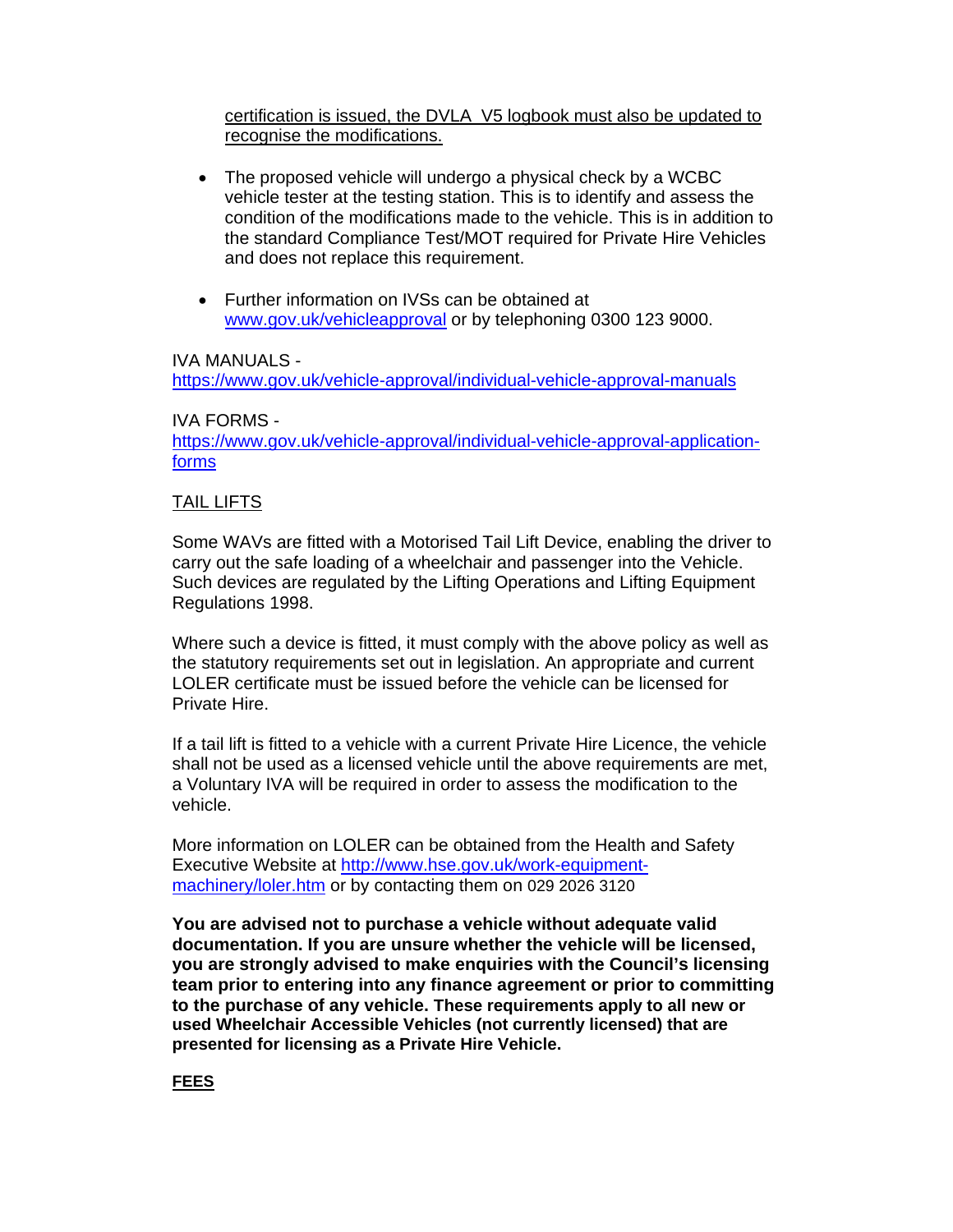certification is issued, the DVLA V5 logbook must also be updated to recognise the modifications.

- The proposed vehicle will undergo a physical check by a WCBC vehicle tester at the testing station. This is to identify and assess the condition of the modifications made to the vehicle. This is in addition to the standard Compliance Test/MOT required for Private Hire Vehicles and does not replace this requirement.

- Further information on IVSs can be obtained at [www.gov.uk/vehicleapproval](www.gov.uk/vehicleapproval) or by telephoning 0300 123 9000.

IVA MANUALS - [https://www.gov.uk/vehicle-approval/individual-vehicle-approval-manuals](https://www.gov.uk/vehicle-approval/individual-vehicle-approval-manuals)

IVA FORMS - [https://www.gov.uk/vehicle-approval/individual-vehicle-approval-application-forms](https://www.gov.uk/vehicle-approval/individual-vehicle-approval-application-forms)

## TAIL LIFTS

Some WAVs are fitted with a Motorised Tail Lift Device, enabling the driver to carry out the safe loading of a wheelchair and passenger into the Vehicle. Such devices are regulated by the Lifting Operations and Lifting Equipment Regulations 1998.

Where such a device is fitted, it must comply with the above policy as well as the statutory requirements set out in legislation. An appropriate and current LOLER certificate must be issued before the vehicle can be licensed for Private Hire.

If a tail lift is fitted to a vehicle with a current Private Hire Licence, the vehicle shall not be used as a licensed vehicle until the above requirements are met, a Voluntary IVA will be required in order to assess the modification to the vehicle.

More information on LOLER can be obtained from the Health and Safety Executive Website at [http://www.hse.gov.uk/work-equipment-machinery/loler.htm](http://www.hse.gov.uk/work-equipment-machinery/loler.htm) or by contacting them on 029 2026 3120

**You are advised not to purchase a vehicle without adequate valid documentation. If you are unsure whether the vehicle will be licensed, you are strongly advised to make enquiries with the Council's licensing team prior to entering into any finance agreement or prior to committing to the purchase of any vehicle. These requirements apply to all new or used Wheelchair Accessible Vehicles (not currently licensed) that are presented for licensing as a Private Hire Vehicle.**

## FEES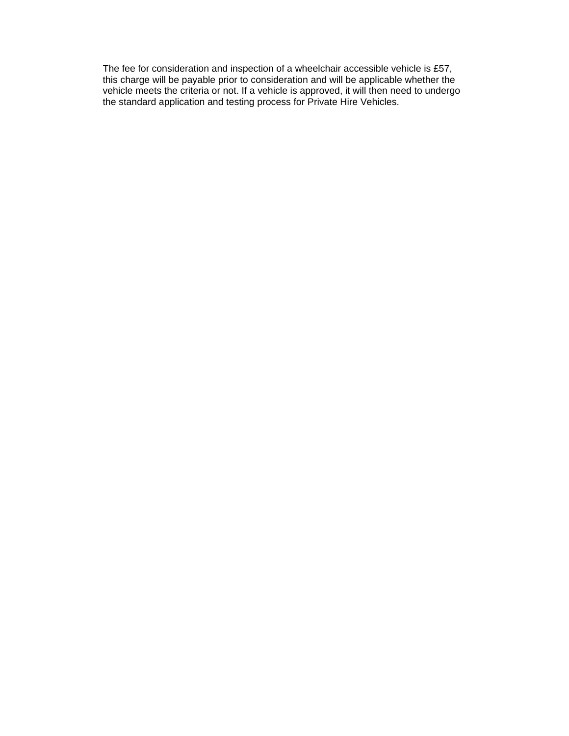The fee for consideration and inspection of a wheelchair accessible vehicle is £57, this charge will be payable prior to consideration and will be applicable whether the vehicle meets the criteria or not. If a vehicle is approved, it will then need to undergo the standard application and testing process for Private Hire Vehicles.